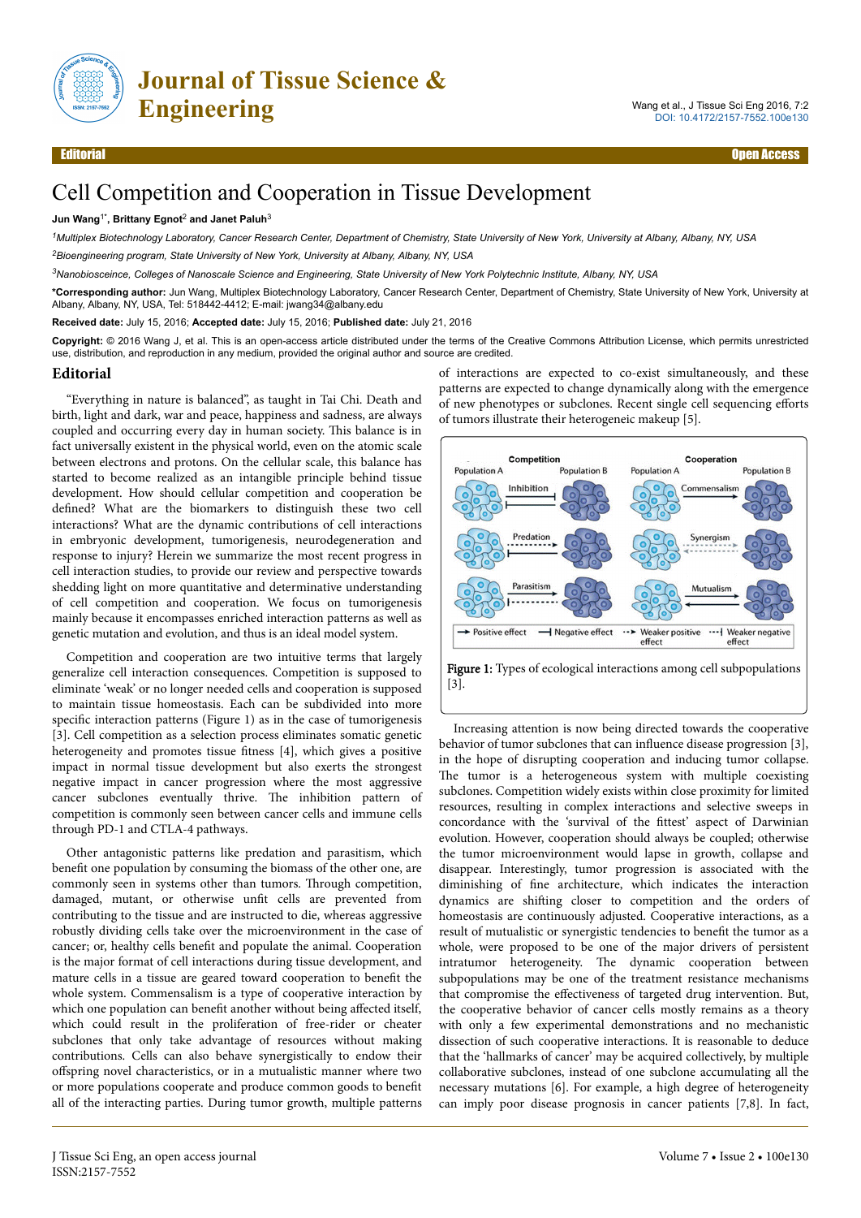# Cell Competition and Cooperation in Tissue Development

**Jun Wang[1*], Brittany Egnot[2] and Janet Paluh[3]**

[1]*Multiplex Biotechnology Laboratory, Cancer Research Center, Department of Chemistry, State University of New York, University at Albany, Albany, NY, USA*

[2]*Bioengineering program, State University of New York, University at Albany, Albany, NY, USA*

[3]*Nanobioesceince, Colleges of Nanoscale Science and Engineering, State University of New York Polytechnic Institute, Albany, NY, USA*

**\*Corresponding author:** Jun Wang, Multiplex Biotechnology Laboratory, Cancer Research Center, Department of Chemistry, State University of New York, University at Albany, Albany, NY, USA, Tel: 518442-4412; E-mail: jwang34@albany.edu

**Received date:** July 15, 2016; **Accepted date:** July 15, 2016; **Published date:** July 21, 2016

**Copyright:** © 2016 Wang J, et al. This is an open-access article distributed under the terms of the Creative Commons Attribution License, which permits unrestricted use, distribution, and reproduction in any medium, provided the original author and source are credited.

## Editorial

"Everything in nature is balanced", as taught in Tai Chi. Death and birth, light and dark, war and peace, happiness and sadness, are always coupled and occurring every day in human society. This balance is in fact universally existent in the physical world, even on the atomic scale between electrons and protons. On the cellular scale, this balance has started to become realized as an intangible principle behind tissue development. How should cellular competition and cooperation be defined? What are the biomarkers to distinguish these two cell interactions? What are the dynamic contributions of cell interactions in embryonic development, tumorigenesis, neurodegeneration and response to injury? Herein we summarize the most recent progress in cell interaction studies, to provide our review and perspective towards shedding light on more quantitative and determinative understanding of cell competition and cooperation. We focus on tumorigenesis mainly because it encompasses enriched interaction patterns as well as genetic mutation and evolution, and thus is an ideal model system.

Competition and cooperation are two intuitive terms that largely generalize cell interaction consequences. Competition is supposed to eliminate 'weak' or no longer needed cells and cooperation is supposed to maintain tissue homeostasis. Each can be subdivided into more specific interaction patterns (Figure 1) as in the case of tumorigenesis [3]. Cell competition as a selection process eliminates somatic genetic heterogeneity and promotes tissue fitness [4], which gives a positive impact in normal tissue development but also exerts the strongest negative impact in cancer progression where the most aggressive cancer subclones eventually thrive. The inhibition pattern of competition is commonly seen between cancer cells and immune cells through PD-1 and CTLA-4 pathways.

Other antagonistic patterns like predation and parasitism, which benefit one population by consuming the biomass of the other one, are commonly seen in systems other than tumors. Through competition, damaged, mutant, or otherwise unfit cells are prevented from contributing to the tissue and are instructed to die, whereas aggressive robustly dividing cells take over the microenvironment in the case of cancer; or, healthy cells benefit and populate the animal. Cooperation is the major format of cell interactions during tissue development, and mature cells in a tissue are geared toward cooperation to benefit the whole system. Commensalism is a type of cooperative interaction by which one population can benefit another without being affected itself, which could result in the proliferation of free-rider or cheater subclones that only take advantage of resources without making contributions. Cells can also behave synergistically to endow their offspring novel characteristics, or in a mutualistic manner where two or more populations cooperate and produce common goods to benefit all of the interacting parties. During tumor growth, multiple patterns of interactions are expected to co-exist simultaneously, and these patterns are expected to change dynamically along with the emergence of new phenotypes or subclones. Recent single cell sequencing efforts of tumors illustrate their heterogeneic makeup [5].

**Figure 1:** Types of ecological interactions among cell subpopulations [3].

Increasing attention is now being directed towards the cooperative behavior of tumor subclones that can influence disease progression [3], in the hope of disrupting cooperation and inducing tumor collapse. The tumor is a heterogeneous system with multiple coexisting subclones. Competition widely exists within close proximity for limited resources, resulting in complex interactions and selective sweeps in concordance with the 'survival of the fittest' aspect of Darwinian evolution. However, cooperation should always be coupled; otherwise the tumor microenvironment would lapse in growth, collapse and disappear. Interestingly, tumor progression is associated with the diminishing of fine architecture, which indicates the interaction dynamics are shifting closer to competition and the orders of homeostasis are continuously adjusted. Cooperative interactions, as a result of mutualistic or synergistic tendencies to benefit the tumor as a whole, were proposed to be one of the major drivers of persistent intratumor heterogeneity. The dynamic cooperation between subpopulations may be one of the treatment resistance mechanisms that compromise the effectiveness of targeted drug intervention. But, the cooperative behavior of cancer cells mostly remains as a theory with only a few experimental demonstrations and no mechanistic dissection of such cooperative interactions. It is reasonable to deduce that the 'hallmarks of cancer' may be acquired collectively, by multiple collaborative subclones, instead of one subclone accumulating all the necessary mutations [6]. For example, a high degree of heterogeneity can imply poor disease prognosis in cancer patients [7,8]. In fact,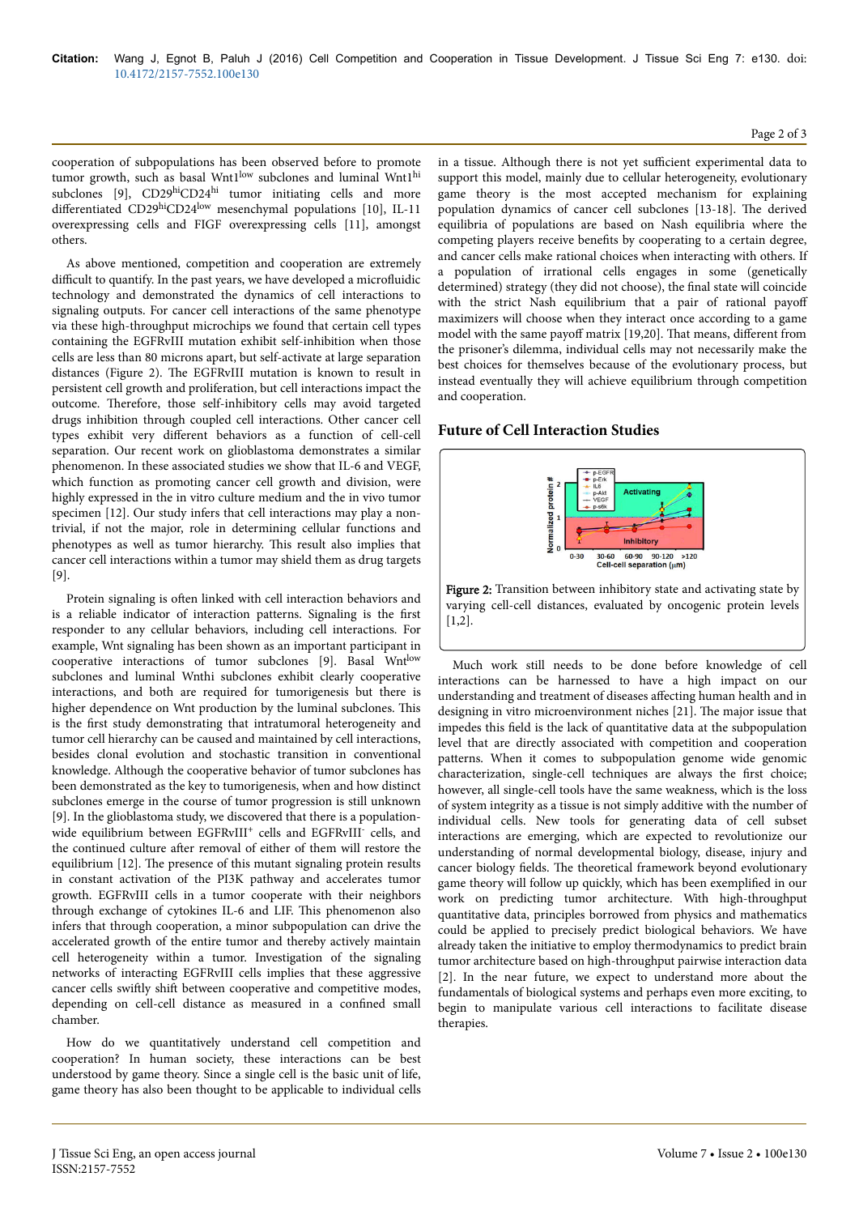cooperation of subpopulations has been observed before to promote tumor growth, such as basal Wnt1$^{low}$ subclones and luminal Wnt1$^{hi}$ subclones [9], CD29$^{hi}$CD24$^{hi}$ tumor initiating cells and more differentiated CD29$^{hi}$CD24$^{low}$ mesenchymal populations [10], IL-11 overexpressing cells and FIGF overexpressing cells [11], amongst others.

As above mentioned, competition and cooperation are extremely difficult to quantify. In the past years, we have developed a microfluidic technology and demonstrated the dynamics of cell interactions to signaling outputs. For cancer cell interactions of the same phenotype via these high-throughput microchips we found that certain cell types containing the EGFRvIII mutation exhibit self-inhibition when those cells are less than 80 microns apart, but self-activate at large separation distances (Figure 2). The EGFRvIII mutation is known to result in persistent cell growth and proliferation, but cell interactions impact the outcome. Therefore, those self-inhibitory cells may avoid targeted drugs inhibition through coupled cell interactions. Other cancer cell types exhibit very different behaviors as a function of cell-cell separation. Our recent work on glioblastoma demonstrates a similar phenomenon. In these associated studies we show that IL-6 and VEGF, which function as promoting cancer cell growth and division, were highly expressed in the in vitro culture medium and the in vivo tumor specimen [12]. Our study infers that cell interactions may play a non-trivial, if not the major, role in determining cellular functions and phenotypes as well as tumor hierarchy. This result also implies that cancer cell interactions within a tumor may shield them as drug targets [9].

Protein signaling is often linked with cell interaction behaviors and is a reliable indicator of interaction patterns. Signaling is the first responder to any cellular behaviors, including cell interactions. For example, Wnt signaling has been shown as an important participant in cooperative interactions of tumor subclones [9]. Basal Wnt$^{low}$ subclones and luminal Wnthi subclones exhibit clearly cooperative interactions, and both are required for tumorigenesis but there is higher dependence on Wnt production by the luminal subclones. This is the first study demonstrating that intratumoral heterogeneity and tumor cell hierarchy can be caused and maintained by cell interactions, besides clonal evolution and stochastic transition in conventional knowledge. Although the cooperative behavior of tumor subclones has been demonstrated as the key to tumorigenesis, when and how distinct subclones emerge in the course of tumor progression is still unknown [9]. In the glioblastoma study, we discovered that there is a population-wide equilibrium between EGFRvIII$^{+}$ cells and EGFRvIII$^{-}$ cells, and the continued culture after removal of either of them will restore the equilibrium [12]. The presence of this mutant signaling protein results in constant activation of the PI3K pathway and accelerates tumor growth. EGFRvIII cells in a tumor cooperate with their neighbors through exchange of cytokines IL-6 and LIF. This phenomenon also infers that through cooperation, a minor subpopulation can drive the accelerated growth of the entire tumor and thereby actively maintain cell heterogeneity within a tumor. Investigation of the signaling networks of interacting EGFRvIII cells implies that these aggressive cancer cells swiftly shift between cooperative and competitive modes, depending on cell-cell distance as measured in a confined small chamber.

How do we quantitatively understand cell competition and cooperation? In human society, these interactions can be best understood by game theory. Since a single cell is the basic unit of life, game theory has also been thought to be applicable to individual cells in a tissue. Although there is not yet sufficient experimental data to support this model, mainly due to cellular heterogeneity, evolutionary game theory is the most accepted mechanism for explaining population dynamics of cancer cell subclones [13-18]. The derived equilibria of populations are based on Nash equilibria where the competing players receive benefits by cooperating to a certain degree, and cancer cells make rational choices when interacting with others. If a population of irrational cells engages in some (genetically determined) strategy (they did not choose), the final state will coincide with the strict Nash equilibrium that a pair of rational payoff maximizers will choose when they interact once according to a game model with the same payoff matrix [19,20]. That means, different from the prisoner's dilemma, individual cells may not necessarily make the best choices for themselves because of the evolutionary process, but instead eventually they will achieve equilibrium through competition and cooperation.

## Future of Cell Interaction Studies

**Figure 2:** Transition between inhibitory state and activating state by varying cell-cell distances, evaluated by oncogenic protein levels [1,2].

Much work still needs to be done before knowledge of cell interactions can be harnessed to have a high impact on our understanding and treatment of diseases affecting human health and in designing in vitro microenvironment niches [21]. The major issue that impedes this field is the lack of quantitative data at the subpopulation level that are directly associated with competition and cooperation patterns. When it comes to subpopulation genome wide genomic characterization, single-cell techniques are always the first choice; however, all single-cell tools have the same weakness, which is the loss of system integrity as a tissue is not simply additive with the number of individual cells. New tools for generating data of cell subset interactions are emerging, which are expected to revolutionize our understanding of normal developmental biology, disease, injury and cancer biology fields. The theoretical framework beyond evolutionary game theory will follow up quickly, which has been exemplified in our work on predicting tumor architecture. With high-throughput quantitative data, principles borrowed from physics and mathematics could be applied to precisely predict biological behaviors. We have already taken the initiative to employ thermodynamics to predict brain tumor architecture based on high-throughput pairwise interaction data [2]. In the near future, we expect to understand more about the fundamentals of biological systems and perhaps even more exciting, to begin to manipulate various cell interactions to facilitate disease therapies.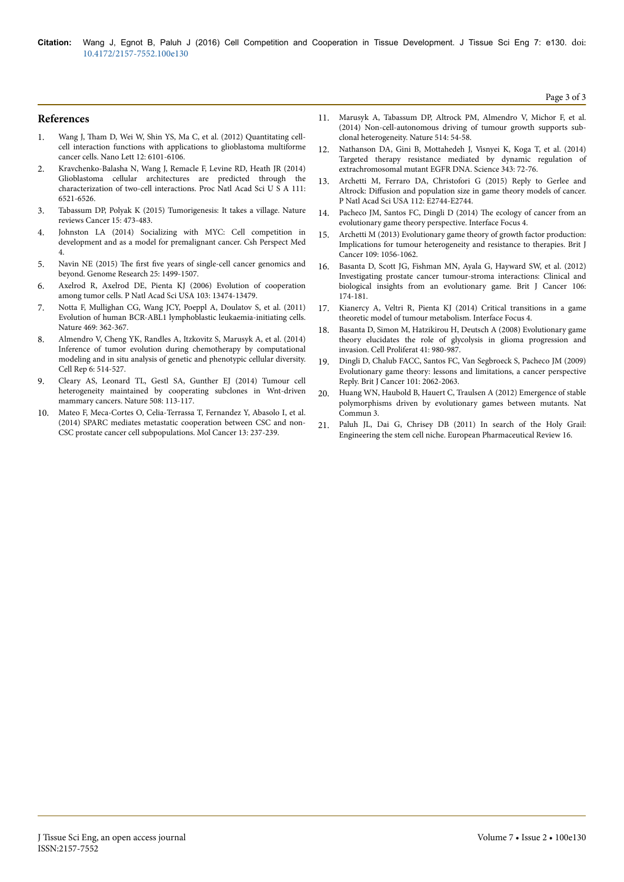## References

1. Wang J, Tham D, Wei W, Shin YS, Ma C, et al. (2012) Quantitating cell-cell interaction functions with applications to glioblastoma multiforme cancer cells. Nano Lett 12: 6101-6106.
2. Kravchenko-Balasha N, Wang J, Remacle F, Levine RD, Heath JR (2014) Glioblastoma cellular architectures are predicted through the characterization of two-cell interactions. Proc Natl Acad Sci U S A 111: 6521-6526.
3. Tabassum DP, Polyak K (2015) Tumorigenesis: It takes a village. Nature reviews Cancer 15: 473-483.
4. Johnston LA (2014) Socializing with MYC: Cell competition in development and as a model for premalignant cancer. Csh Perspect Med 4.
5. Navin NE (2015) The first five years of single-cell cancer genomics and beyond. Genome Research 25: 1499-1507.
6. Axelrod R, Axelrod DE, Pienta KJ (2006) Evolution of cooperation among tumor cells. P Natl Acad Sci USA 103: 13474-13479.
7. Notta F, Mullighan CG, Wang JCY, Poeppl A, Doulatov S, et al. (2011) Evolution of human BCR-ABL1 lymphoblastic leukaemia-initiating cells. Nature 469: 362-367.
8. Almendro V, Cheng YK, Randles A, Itzkovitz S, Marusyk A, et al. (2014) Inference of tumor evolution during chemotherapy by computational modeling and in situ analysis of genetic and phenotypic cellular diversity. Cell Rep 6: 514-527.
9. Cleary AS, Leonard TL, Gestl SA, Gunther EJ (2014) Tumour cell heterogeneity maintained by cooperating subclones in Wnt-driven mammary cancers. Nature 508: 113-117.
10. Mateo F, Meca-Cortes O, Celia-Terrassa T, Fernandez Y, Abasolo I, et al. (2014) SPARC mediates metastatic cooperation between CSC and non-CSC prostate cancer cell subpopulations. Mol Cancer 13: 237-239.
11. Marusyk A, Tabassum DP, Altrock PM, Almendro V, Michor F, et al. (2014) Non-cell-autonomous driving of tumour growth supports sub-clonal heterogeneity. Nature 514: 54-58.
12. Nathanson DA, Gini B, Mottahedeh J, Visnyei K, Koga T, et al. (2014) Targeted therapy resistance mediated by dynamic regulation of extrachromosomal mutant EGFR DNA. Science 343: 72-76.
13. Archetti M, Ferraro DA, Christofori G (2015) Reply to Gerlee and Altrock: Diffusion and population size in game theory models of cancer. P Natl Acad Sci USA 112: E2744-E2744.
14. Pacheco JM, Santos FC, Dingli D (2014) The ecology of cancer from an evolutionary game theory perspective. Interface Focus 4.
15. Archetti M (2013) Evolutionary game theory of growth factor production: Implications for tumour heterogeneity and resistance to therapies. Brit J Cancer 109: 1056-1062.
16. Basanta D, Scott JG, Fishman MN, Ayala G, Hayward SW, et al. (2012) Investigating prostate cancer tumour-stroma interactions: Clinical and biological insights from an evolutionary game. Brit J Cancer 106: 174-181.
17. Kianercy A, Veltri R, Pienta KJ (2014) Critical transitions in a game theoretic model of tumour metabolism. Interface Focus 4.
18. Basanta D, Simon M, Hatzikirou H, Deutsch A (2008) Evolutionary game theory elucidates the role of glycolysis in glioma progression and invasion. Cell Proliferat 41: 980-987.
19. Dingli D, Chalub FACC, Santos FC, Van Segbroeck S, Pacheco JM (2009) Evolutionary game theory: lessons and limitations, a cancer perspective Reply. Brit J Cancer 101: 2062-2063.
20. Huang WN, Haubold B, Hauert C, Traulsen A (2012) Emergence of stable polymorphisms driven by evolutionary games between mutants. Nat Commun 3.
21. Paluh JL, Dai G, Chrisey DB (2011) In search of the Holy Grail: Engineering the stem cell niche. European Pharmaceutical Review 16.